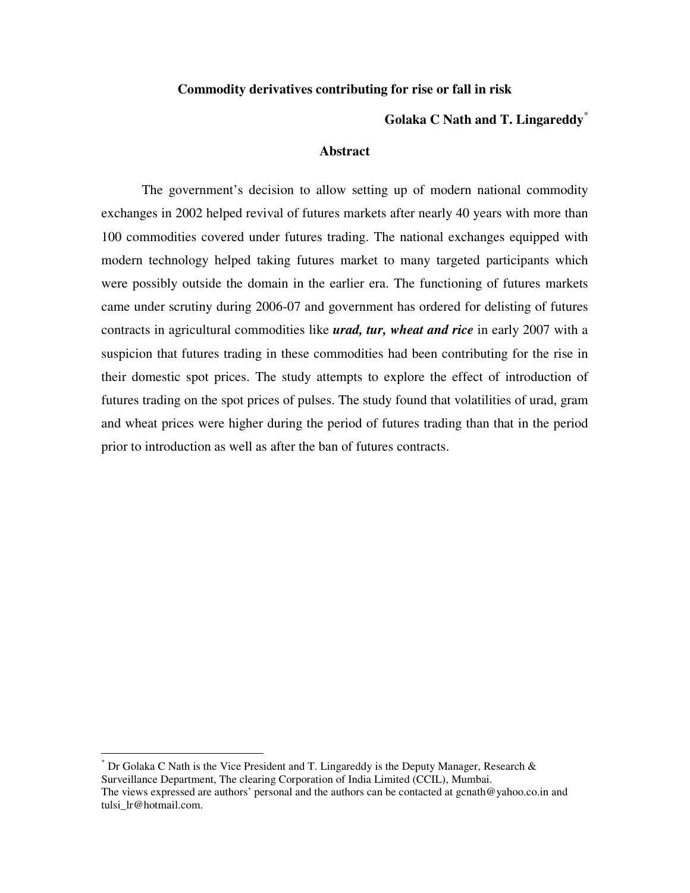# Commodity derivatives contributing for rise or fall in risk

**Golaka C Nath and T. Lingareddy**[*]

## Abstract

The government's decision to allow setting up of modern national commodity exchanges in 2002 helped revival of futures markets after nearly 40 years with more than 100 commodities covered under futures trading. The national exchanges equipped with modern technology helped taking futures market to many targeted participants which were possibly outside the domain in the earlier era. The functioning of futures markets came under scrutiny during 2006-07 and government has ordered for delisting of futures contracts in agricultural commodities like ***urad, tur, wheat and rice*** in early 2007 with a suspicion that futures trading in these commodities had been contributing for the rise in their domestic spot prices. The study attempts to explore the effect of introduction of futures trading on the spot prices of pulses. The study found that volatilities of urad, gram and wheat prices were higher during the period of futures trading than that in the period prior to introduction as well as after the ban of futures contracts.

---

[*] Dr Golaka C Nath is the Vice President and T. Lingareddy is the Deputy Manager, Research & Surveillance Department, The clearing Corporation of India Limited (CCIL), Mumbai.
The views expressed are authors' personal and the authors can be contacted at gcnath@yahoo.co.in and tulsi_lr@hotmail.com.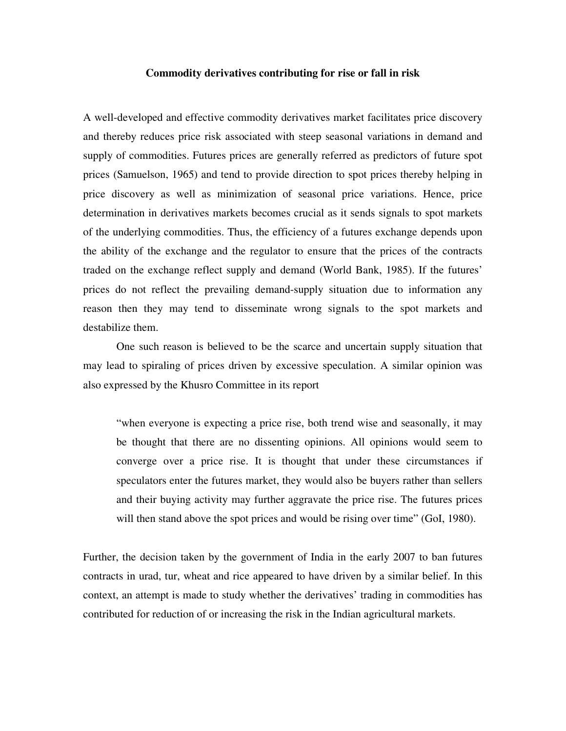## Commodity derivatives contributing for rise or fall in risk

A well-developed and effective commodity derivatives market facilitates price discovery and thereby reduces price risk associated with steep seasonal variations in demand and supply of commodities. Futures prices are generally referred as predictors of future spot prices (Samuelson, 1965) and tend to provide direction to spot prices thereby helping in price discovery as well as minimization of seasonal price variations. Hence, price determination in derivatives markets becomes crucial as it sends signals to spot markets of the underlying commodities. Thus, the efficiency of a futures exchange depends upon the ability of the exchange and the regulator to ensure that the prices of the contracts traded on the exchange reflect supply and demand (World Bank, 1985). If the futures' prices do not reflect the prevailing demand-supply situation due to information any reason then they may tend to disseminate wrong signals to the spot markets and destabilize them.

One such reason is believed to be the scarce and uncertain supply situation that may lead to spiraling of prices driven by excessive speculation. A similar opinion was also expressed by the Khusro Committee in its report

> "when everyone is expecting a price rise, both trend wise and seasonally, it may be thought that there are no dissenting opinions. All opinions would seem to converge over a price rise. It is thought that under these circumstances if speculators enter the futures market, they would also be buyers rather than sellers and their buying activity may further aggravate the price rise. The futures prices will then stand above the spot prices and would be rising over time" (GoI, 1980).

Further, the decision taken by the government of India in the early 2007 to ban futures contracts in urad, tur, wheat and rice appeared to have driven by a similar belief. In this context, an attempt is made to study whether the derivatives' trading in commodities has contributed for reduction of or increasing the risk in the Indian agricultural markets.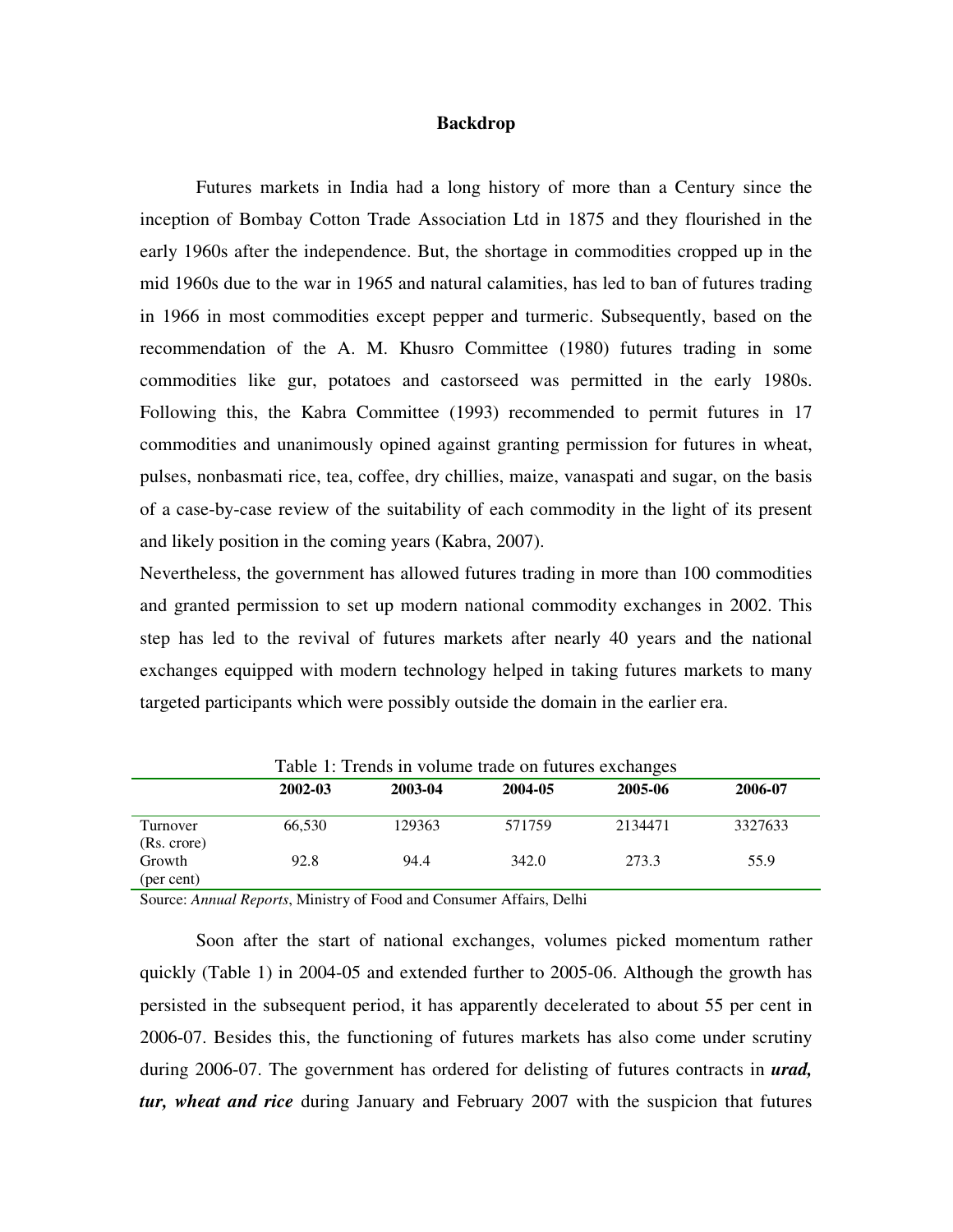## Backdrop

Futures markets in India had a long history of more than a Century since the inception of Bombay Cotton Trade Association Ltd in 1875 and they flourished in the early 1960s after the independence. But, the shortage in commodities cropped up in the mid 1960s due to the war in 1965 and natural calamities, has led to ban of futures trading in 1966 in most commodities except pepper and turmeric. Subsequently, based on the recommendation of the A. M. Khusro Committee (1980) futures trading in some commodities like gur, potatoes and castorseed was permitted in the early 1980s. Following this, the Kabra Committee (1993) recommended to permit futures in 17 commodities and unanimously opined against granting permission for futures in wheat, pulses, nonbasmati rice, tea, coffee, dry chillies, maize, vanaspati and sugar, on the basis of a case-by-case review of the suitability of each commodity in the light of its present and likely position in the coming years (Kabra, 2007).

Nevertheless, the government has allowed futures trading in more than 100 commodities and granted permission to set up modern national commodity exchanges in 2002. This step has led to the revival of futures markets after nearly 40 years and the national exchanges equipped with modern technology helped in taking futures markets to many targeted participants which were possibly outside the domain in the earlier era.

Table 1: Trends in volume trade on futures exchanges

| | 2002-03 | 2003-04 | 2004-05 | 2005-06 | 2006-07 |
|---|---|---|---|---|---|
| Turnover (Rs. crore) | 66,530 | 129363 | 571759 | 2134471 | 3327633 |
| Growth (per cent) | 92.8 | 94.4 | 342.0 | 273.3 | 55.9 |

Source: *Annual Reports*, Ministry of Food and Consumer Affairs, Delhi

Soon after the start of national exchanges, volumes picked momentum rather quickly (Table 1) in 2004-05 and extended further to 2005-06. Although the growth has persisted in the subsequent period, it has apparently decelerated to about 55 per cent in 2006-07. Besides this, the functioning of futures markets has also come under scrutiny during 2006-07. The government has ordered for delisting of futures contracts in ***urad, tur, wheat and rice*** during January and February 2007 with the suspicion that futures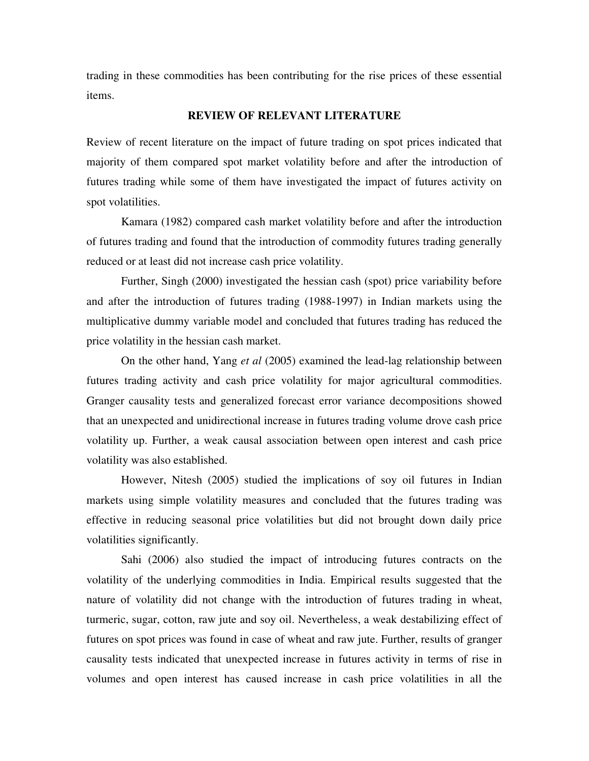trading in these commodities has been contributing for the rise prices of these essential items.

## REVIEW OF RELEVANT LITERATURE

Review of recent literature on the impact of future trading on spot prices indicated that majority of them compared spot market volatility before and after the introduction of futures trading while some of them have investigated the impact of futures activity on spot volatilities.

Kamara (1982) compared cash market volatility before and after the introduction of futures trading and found that the introduction of commodity futures trading generally reduced or at least did not increase cash price volatility.

Further, Singh (2000) investigated the hessian cash (spot) price variability before and after the introduction of futures trading (1988-1997) in Indian markets using the multiplicative dummy variable model and concluded that futures trading has reduced the price volatility in the hessian cash market.

On the other hand, Yang *et al* (2005) examined the lead-lag relationship between futures trading activity and cash price volatility for major agricultural commodities. Granger causality tests and generalized forecast error variance decompositions showed that an unexpected and unidirectional increase in futures trading volume drove cash price volatility up. Further, a weak causal association between open interest and cash price volatility was also established.

However, Nitesh (2005) studied the implications of soy oil futures in Indian markets using simple volatility measures and concluded that the futures trading was effective in reducing seasonal price volatilities but did not brought down daily price volatilities significantly.

Sahi (2006) also studied the impact of introducing futures contracts on the volatility of the underlying commodities in India. Empirical results suggested that the nature of volatility did not change with the introduction of futures trading in wheat, turmeric, sugar, cotton, raw jute and soy oil. Nevertheless, a weak destabilizing effect of futures on spot prices was found in case of wheat and raw jute. Further, results of granger causality tests indicated that unexpected increase in futures activity in terms of rise in volumes and open interest has caused increase in cash price volatilities in all the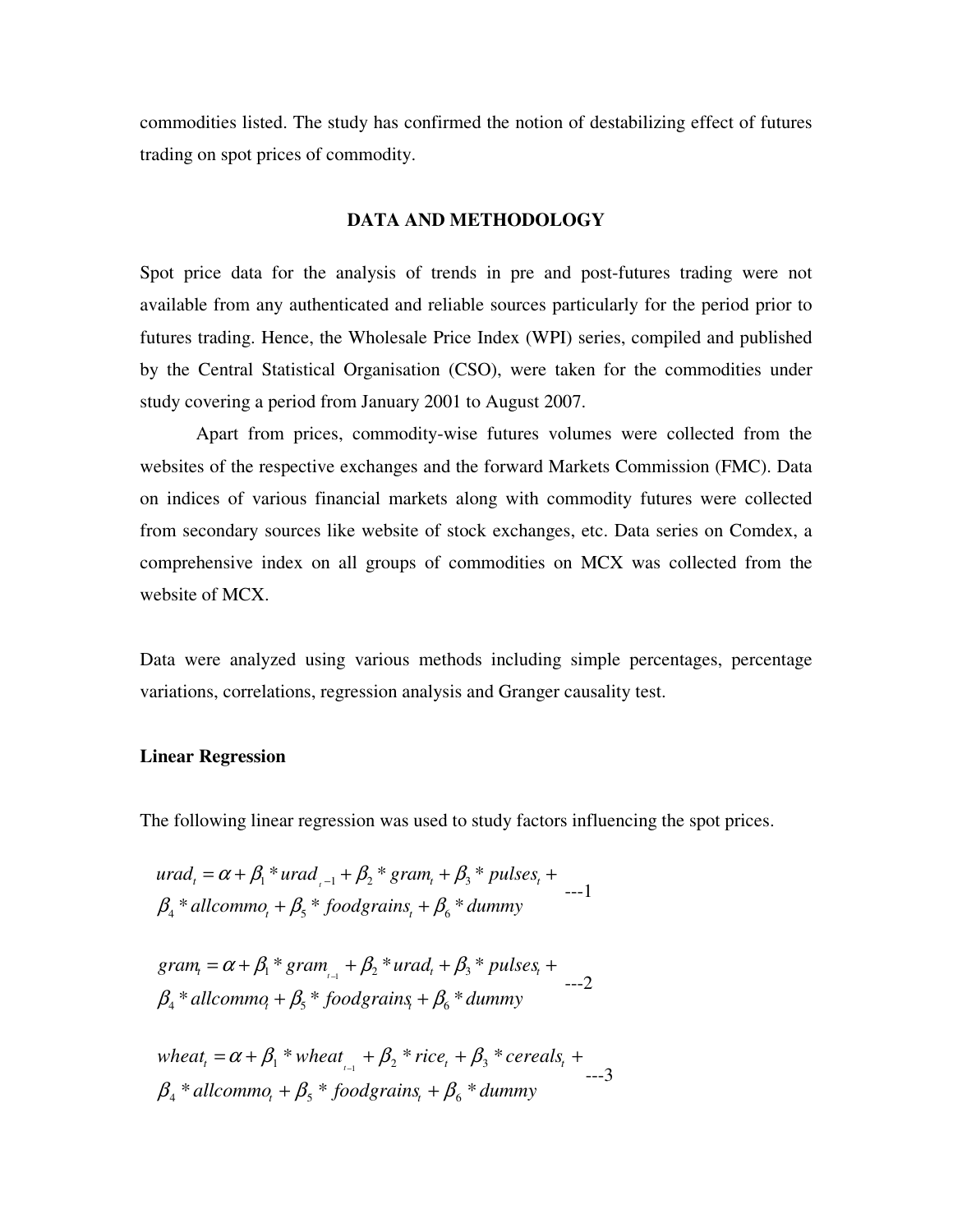commodities listed. The study has confirmed the notion of destabilizing effect of futures trading on spot prices of commodity.

## DATA AND METHODOLOGY

Spot price data for the analysis of trends in pre and post-futures trading were not available from any authenticated and reliable sources particularly for the period prior to futures trading. Hence, the Wholesale Price Index (WPI) series, compiled and published by the Central Statistical Organisation (CSO), were taken for the commodities under study covering a period from January 2001 to August 2007.

Apart from prices, commodity-wise futures volumes were collected from the websites of the respective exchanges and the forward Markets Commission (FMC). Data on indices of various financial markets along with commodity futures were collected from secondary sources like website of stock exchanges, etc. Data series on Comdex, a comprehensive index on all groups of commodities on MCX was collected from the website of MCX.

Data were analyzed using various methods including simple percentages, percentage variations, correlations, regression analysis and Granger causality test.

### Linear Regression

The following linear regression was used to study factors influencing the spot prices.

$$urad_t = \alpha + \beta_1 * urad_{t-1} + \beta_2 * gram_t + \beta_3 * pulses_t + \beta_4 * allcommo_t + \beta_5 * foodgrains_t + \beta_6 * dummy \quad \text{---1}$$

$$gram_t = \alpha + \beta_1 * gram_{t-1} + \beta_2 * urad_t + \beta_3 * pulses_t + \beta_4 * allcommo_t + \beta_5 * foodgrains_t + \beta_6 * dummy \quad \text{---2}$$

$$wheat_t = \alpha + \beta_1 * wheat_{t-1} + \beta_2 * rice_t + \beta_3 * cereals_t + \beta_4 * allcommo_t + \beta_5 * foodgrains_t + \beta_6 * dummy \quad \text{---3}$$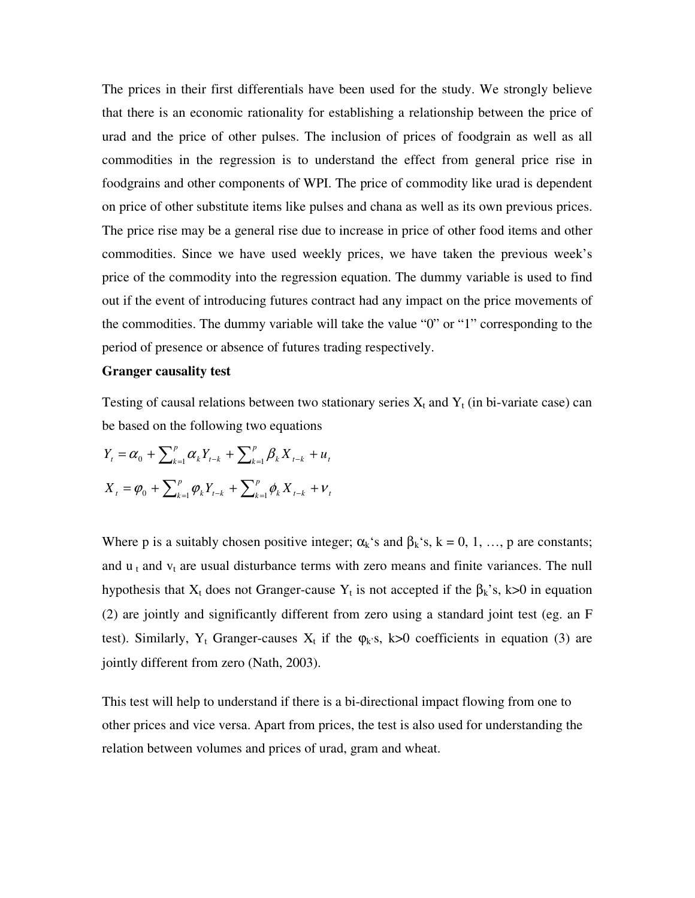The prices in their first differentials have been used for the study. We strongly believe that there is an economic rationality for establishing a relationship between the price of urad and the price of other pulses. The inclusion of prices of foodgrain as well as all commodities in the regression is to understand the effect from general price rise in foodgrains and other components of WPI. The price of commodity like urad is dependent on price of other substitute items like pulses and chana as well as its own previous prices. The price rise may be a general rise due to increase in price of other food items and other commodities. Since we have used weekly prices, we have taken the previous week's price of the commodity into the regression equation. The dummy variable is used to find out if the event of introducing futures contract had any impact on the price movements of the commodities. The dummy variable will take the value "0" or "1" corresponding to the period of presence or absence of futures trading respectively.

**Granger causality test**

Testing of causal relations between two stationary series $X_t$ and $Y_t$ (in bi-variate case) can be based on the following two equations

$$Y_t = \alpha_0 + \sum_{k=1}^{p} \alpha_k Y_{t-k} + \sum_{k=1}^{p} \beta_k X_{t-k} + u_t$$

$$X_t = \varphi_0 + \sum_{k=1}^{p} \varphi_k Y_{t-k} + \sum_{k=1}^{p} \phi_k X_{t-k} + v_t$$

Where p is a suitably chosen positive integer; $\alpha_k$'s and $\beta_k$'s, k = 0, 1, …, p are constants; and $u_t$ and $v_t$ are usual disturbance terms with zero means and finite variances. The null hypothesis that $X_t$ does not Granger-cause $Y_t$ is not accepted if the $\beta_k$'s, k>0 in equation (2) are jointly and significantly different from zero using a standard joint test (eg. an F test). Similarly, $Y_t$ Granger-causes $X_t$ if the $\varphi_k$'s, k>0 coefficients in equation (3) are jointly different from zero (Nath, 2003).

This test will help to understand if there is a bi-directional impact flowing from one to other prices and vice versa. Apart from prices, the test is also used for understanding the relation between volumes and prices of urad, gram and wheat.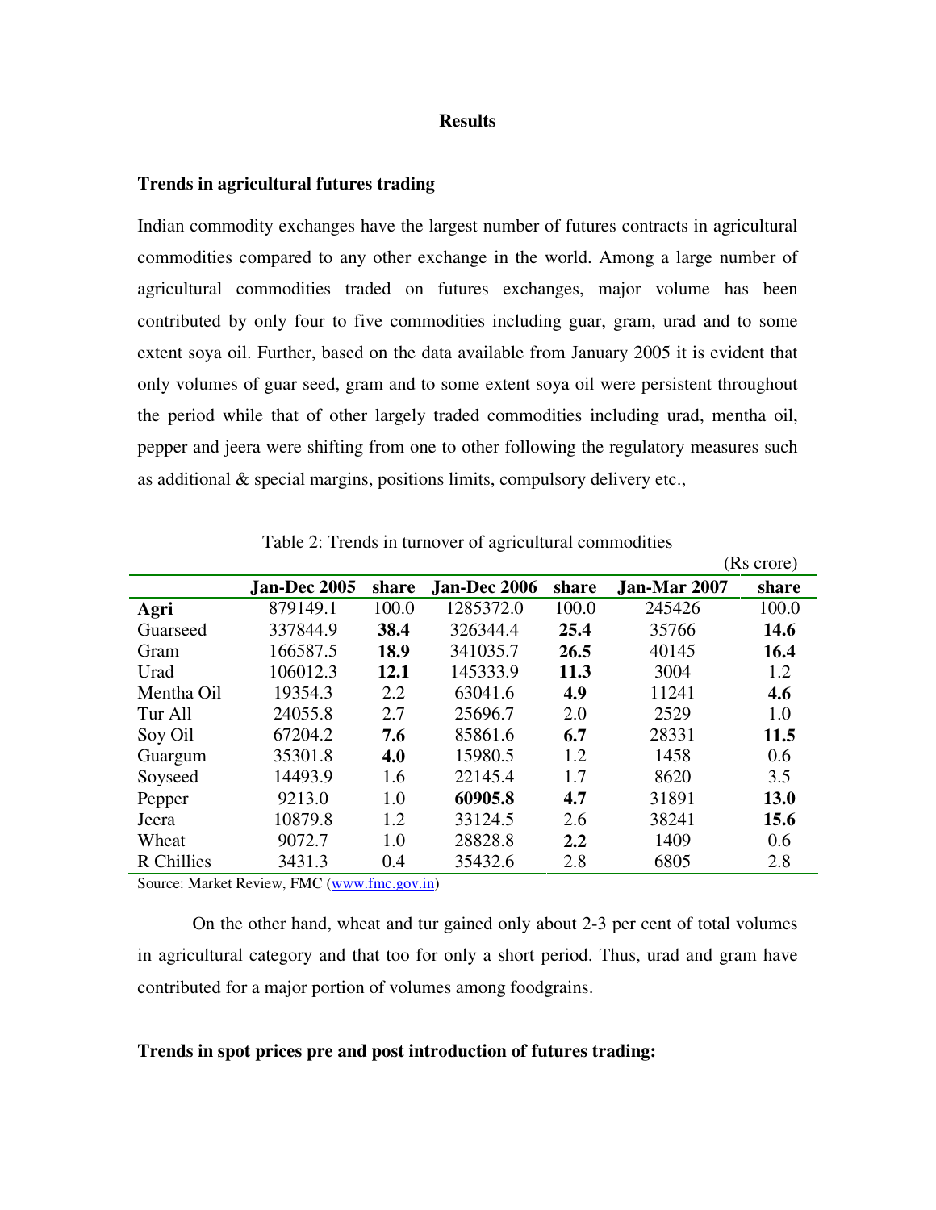## Results

### Trends in agricultural futures trading

Indian commodity exchanges have the largest number of futures contracts in agricultural commodities compared to any other exchange in the world. Among a large number of agricultural commodities traded on futures exchanges, major volume has been contributed by only four to five commodities including guar, gram, urad and to some extent soya oil. Further, based on the data available from January 2005 it is evident that only volumes of guar seed, gram and to some extent soya oil were persistent throughout the period while that of other largely traded commodities including urad, mentha oil, pepper and jeera were shifting from one to other following the regulatory measures such as additional & special margins, positions limits, compulsory delivery etc.,

Table 2: Trends in turnover of agricultural commodities

(Rs crore)

| | Jan-Dec 2005 | share | Jan-Dec 2006 | share | Jan-Mar 2007 | share |
|---|---|---|---|---|---|---|
| **Agri** | 879149.1 | 100.0 | 1285372.0 | 100.0 | 245426 | 100.0 |
| Guarseed | 337844.9 | **38.4** | 326344.4 | **25.4** | 35766 | **14.6** |
| Gram | 166587.5 | **18.9** | 341035.7 | **26.5** | 40145 | **16.4** |
| Urad | 106012.3 | **12.1** | 145333.9 | **11.3** | 3004 | 1.2 |
| Mentha Oil | 19354.3 | 2.2 | 63041.6 | **4.9** | 11241 | **4.6** |
| Tur All | 24055.8 | 2.7 | 25696.7 | 2.0 | 2529 | 1.0 |
| Soy Oil | 67204.2 | **7.6** | 85861.6 | **6.7** | 28331 | **11.5** |
| Guargum | 35301.8 | **4.0** | 15980.5 | 1.2 | 1458 | 0.6 |
| Soyseed | 14493.9 | 1.6 | 22145.4 | 1.7 | 8620 | 3.5 |
| Pepper | 9213.0 | 1.0 | **60905.8** | **4.7** | 31891 | **13.0** |
| Jeera | 10879.8 | 1.2 | 33124.5 | 2.6 | 38241 | **15.6** |
| Wheat | 9072.7 | 1.0 | 28828.8 | **2.2** | 1409 | 0.6 |
| R Chillies | 3431.3 | 0.4 | 35432.6 | 2.8 | 6805 | 2.8 |

Source: Market Review, FMC (www.fmc.gov.in)

On the other hand, wheat and tur gained only about 2-3 per cent of total volumes in agricultural category and that too for only a short period. Thus, urad and gram have contributed for a major portion of volumes among foodgrains.

### Trends in spot prices pre and post introduction of futures trading: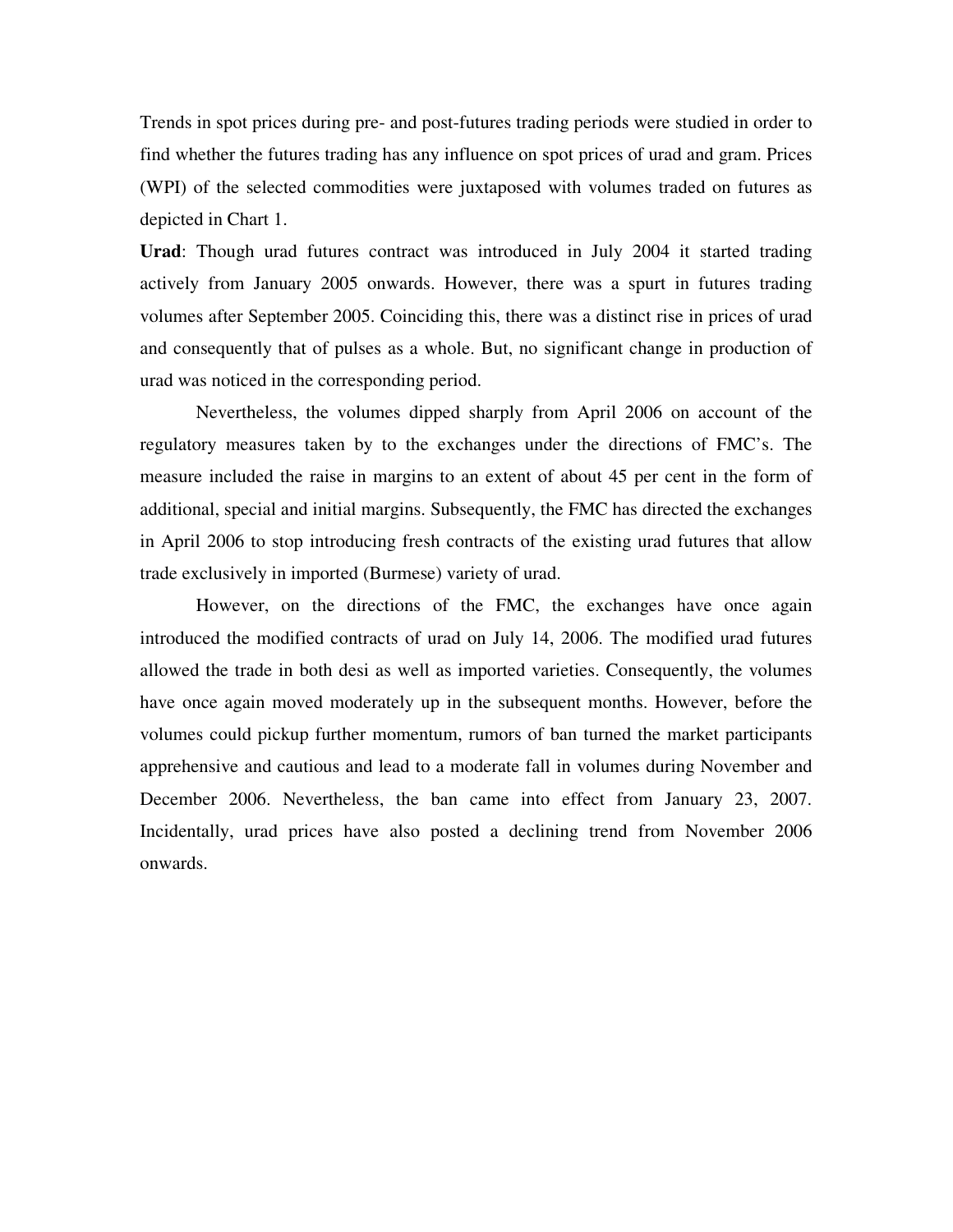Trends in spot prices during pre- and post-futures trading periods were studied in order to find whether the futures trading has any influence on spot prices of urad and gram. Prices (WPI) of the selected commodities were juxtaposed with volumes traded on futures as depicted in Chart 1.

**Urad**: Though urad futures contract was introduced in July 2004 it started trading actively from January 2005 onwards. However, there was a spurt in futures trading volumes after September 2005. Coinciding this, there was a distinct rise in prices of urad and consequently that of pulses as a whole. But, no significant change in production of urad was noticed in the corresponding period.

Nevertheless, the volumes dipped sharply from April 2006 on account of the regulatory measures taken by to the exchanges under the directions of FMC's. The measure included the raise in margins to an extent of about 45 per cent in the form of additional, special and initial margins. Subsequently, the FMC has directed the exchanges in April 2006 to stop introducing fresh contracts of the existing urad futures that allow trade exclusively in imported (Burmese) variety of urad.

However, on the directions of the FMC, the exchanges have once again introduced the modified contracts of urad on July 14, 2006. The modified urad futures allowed the trade in both desi as well as imported varieties. Consequently, the volumes have once again moved moderately up in the subsequent months. However, before the volumes could pickup further momentum, rumors of ban turned the market participants apprehensive and cautious and lead to a moderate fall in volumes during November and December 2006. Nevertheless, the ban came into effect from January 23, 2007. Incidentally, urad prices have also posted a declining trend from November 2006 onwards.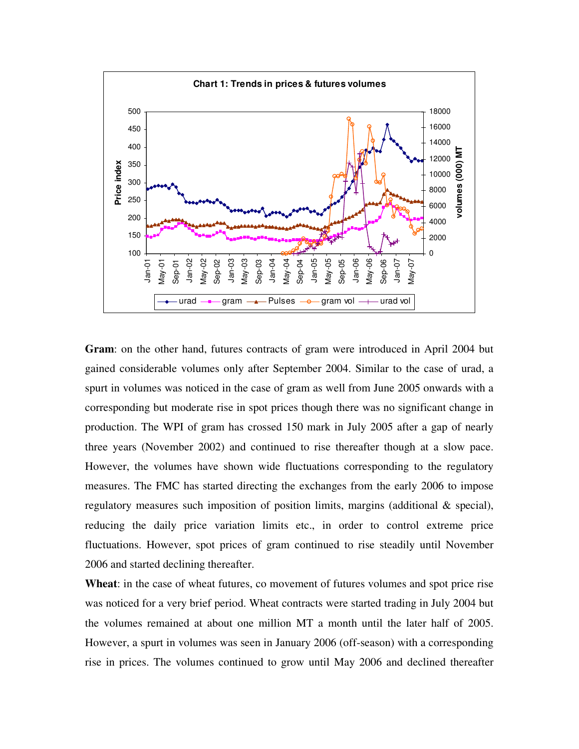Chart 1: Trends in prices & futures volumes

**Gram**: on the other hand, futures contracts of gram were introduced in April 2004 but gained considerable volumes only after September 2004. Similar to the case of urad, a spurt in volumes was noticed in the case of gram as well from June 2005 onwards with a corresponding but moderate rise in spot prices though there was no significant change in production. The WPI of gram has crossed 150 mark in July 2005 after a gap of nearly three years (November 2002) and continued to rise thereafter though at a slow pace. However, the volumes have shown wide fluctuations corresponding to the regulatory measures. The FMC has started directing the exchanges from the early 2006 to impose regulatory measures such imposition of position limits, margins (additional & special), reducing the daily price variation limits etc., in order to control extreme price fluctuations. However, spot prices of gram continued to rise steadily until November 2006 and started declining thereafter.

**Wheat**: in the case of wheat futures, co movement of futures volumes and spot price rise was noticed for a very brief period. Wheat contracts were started trading in July 2004 but the volumes remained at about one million MT a month until the later half of 2005. However, a spurt in volumes was seen in January 2006 (off-season) with a corresponding rise in prices. The volumes continued to grow until May 2006 and declined thereafter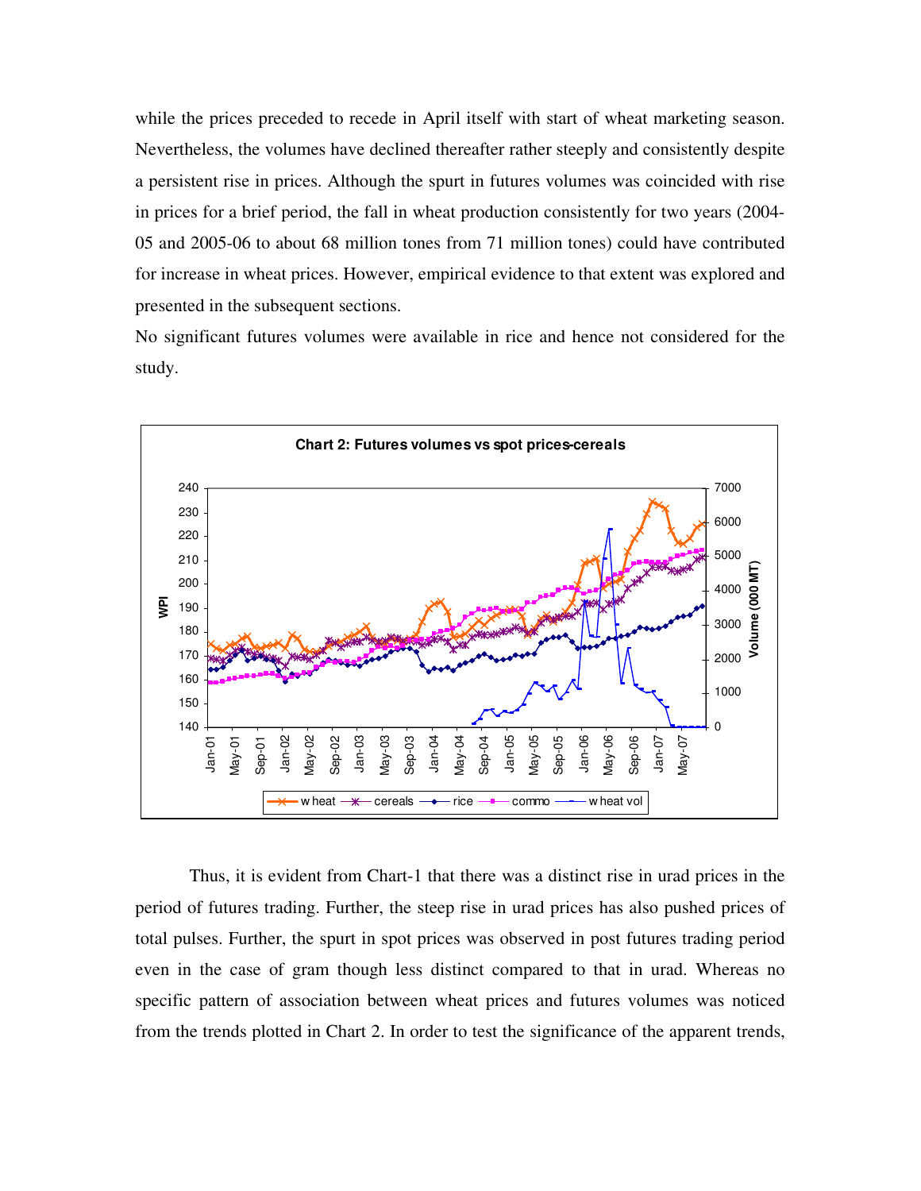while the prices preceded to recede in April itself with start of wheat marketing season. Nevertheless, the volumes have declined thereafter rather steeply and consistently despite a persistent rise in prices. Although the spurt in futures volumes was coincided with rise in prices for a brief period, the fall in wheat production consistently for two years (2004-05 and 2005-06 to about 68 million tones from 71 million tones) could have contributed for increase in wheat prices. However, empirical evidence to that extent was explored and presented in the subsequent sections.

No significant futures volumes were available in rice and hence not considered for the study.

Chart 2: Futures volumes vs spot prices-cereals

Thus, it is evident from Chart-1 that there was a distinct rise in urad prices in the period of futures trading. Further, the steep rise in urad prices has also pushed prices of total pulses. Further, the spurt in spot prices was observed in post futures trading period even in the case of gram though less distinct compared to that in urad. Whereas no specific pattern of association between wheat prices and futures volumes was noticed from the trends plotted in Chart 2. In order to test the significance of the apparent trends,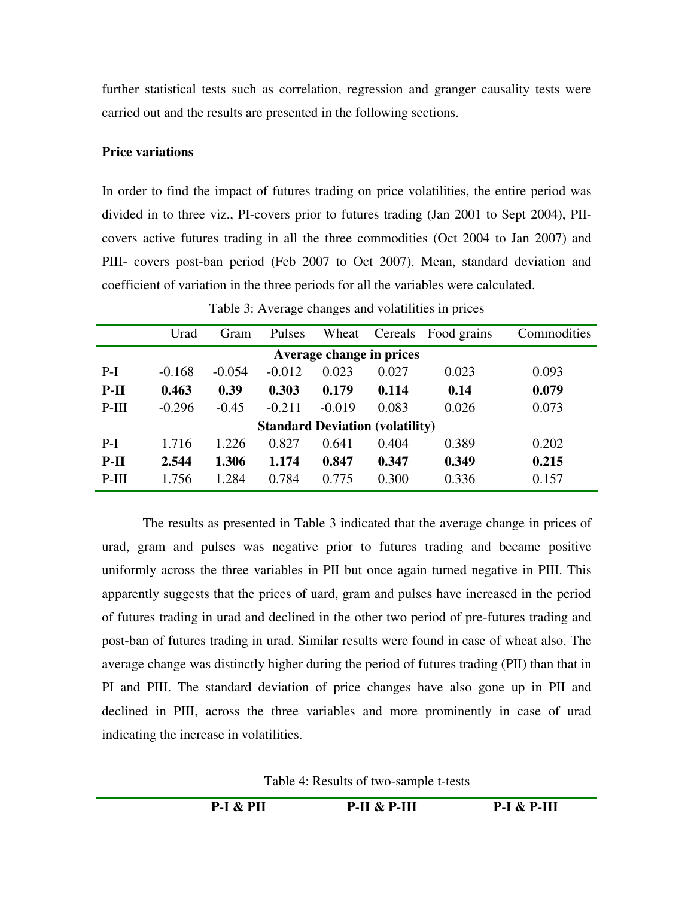further statistical tests such as correlation, regression and granger causality tests were carried out and the results are presented in the following sections.

**Price variations**

In order to find the impact of futures trading on price volatilities, the entire period was divided in to three viz., PI-covers prior to futures trading (Jan 2001 to Sept 2004), PII-covers active futures trading in all the three commodities (Oct 2004 to Jan 2007) and PIII- covers post-ban period (Feb 2007 to Oct 2007). Mean, standard deviation and coefficient of variation in the three periods for all the variables were calculated.

Table 3: Average changes and volatilities in prices

| | Urad | Gram | Pulses | Wheat | Cereals | Food grains | Commodities |
|---|---|---|---|---|---|---|---|
| **Average change in prices** | | | | | | | |
| P-I | -0.168 | -0.054 | -0.012 | 0.023 | 0.027 | 0.023 | 0.093 |
| **P-II** | **0.463** | **0.39** | **0.303** | **0.179** | **0.114** | **0.14** | **0.079** |
| P-III | -0.296 | -0.45 | -0.211 | -0.019 | 0.083 | 0.026 | 0.073 |
| **Standard Deviation (volatility)** | | | | | | | |
| P-I | 1.716 | 1.226 | 0.827 | 0.641 | 0.404 | 0.389 | 0.202 |
| **P-II** | **2.544** | **1.306** | **1.174** | **0.847** | **0.347** | **0.349** | **0.215** |
| P-III | 1.756 | 1.284 | 0.784 | 0.775 | 0.300 | 0.336 | 0.157 |

The results as presented in Table 3 indicated that the average change in prices of urad, gram and pulses was negative prior to futures trading and became positive uniformly across the three variables in PII but once again turned negative in PIII. This apparently suggests that the prices of uard, gram and pulses have increased in the period of futures trading in urad and declined in the other two period of pre-futures trading and post-ban of futures trading in urad. Similar results were found in case of wheat also. The average change was distinctly higher during the period of futures trading (PII) than that in PI and PIII. The standard deviation of price changes have also gone up in PII and declined in PIII, across the three variables and more prominently in case of urad indicating the increase in volatilities.

Table 4: Results of two-sample t-tests

| | **P-I & PII** | **P-II & P-III** | **P-I & P-III** |
|---|---|---|---|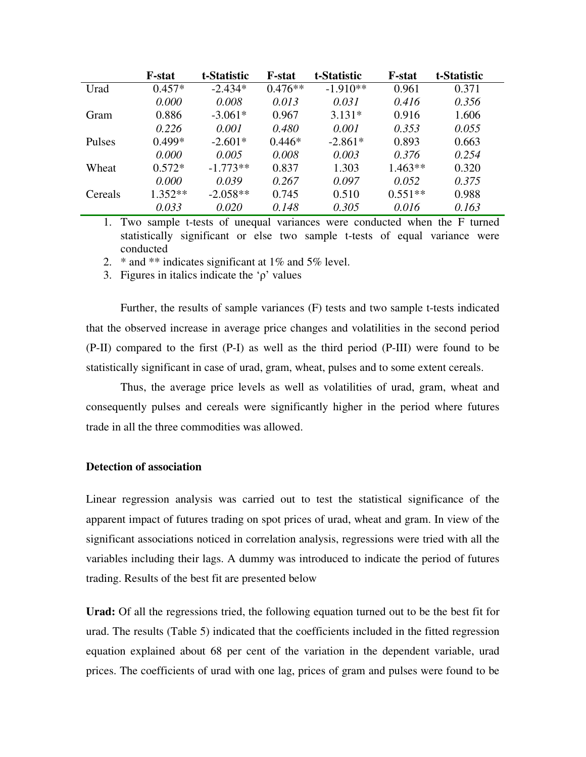| | F-stat | t-Statistic | F-stat | t-Statistic | F-stat | t-Statistic |
|---|---|---|---|---|---|---|
| Urad | 0.457* | -2.434* | 0.476** | -1.910** | 0.961 | 0.371 |
| | *0.000* | *0.008* | *0.013* | *0.031* | *0.416* | *0.356* |
| Gram | 0.886 | -3.061* | 0.967 | 3.131* | 0.916 | 1.606 |
| | *0.226* | *0.001* | *0.480* | *0.001* | *0.353* | *0.055* |
| Pulses | 0.499* | -2.601* | 0.446* | -2.861* | 0.893 | 0.663 |
| | *0.000* | *0.005* | *0.008* | *0.003* | *0.376* | *0.254* |
| Wheat | 0.572* | -1.773** | 0.837 | 1.303 | 1.463** | 0.320 |
| | *0.000* | *0.039* | *0.267* | *0.097* | *0.052* | *0.375* |
| Cereals | 1.352** | -2.058** | 0.745 | 0.510 | 0.551** | 0.988 |
| | *0.033* | *0.020* | *0.148* | *0.305* | *0.016* | *0.163* |

1. Two sample t-tests of unequal variances were conducted when the F turned statistically significant or else two sample t-tests of equal variance were conducted
2. * and ** indicates significant at 1% and 5% level.
3. Figures in italics indicate the 'ρ' values

Further, the results of sample variances (F) tests and two sample t-tests indicated that the observed increase in average price changes and volatilities in the second period (P-II) compared to the first (P-I) as well as the third period (P-III) were found to be statistically significant in case of urad, gram, wheat, pulses and to some extent cereals.

Thus, the average price levels as well as volatilities of urad, gram, wheat and consequently pulses and cereals were significantly higher in the period where futures trade in all the three commodities was allowed.

**Detection of association**

Linear regression analysis was carried out to test the statistical significance of the apparent impact of futures trading on spot prices of urad, wheat and gram. In view of the significant associations noticed in correlation analysis, regressions were tried with all the variables including their lags. A dummy was introduced to indicate the period of futures trading. Results of the best fit are presented below

**Urad:** Of all the regressions tried, the following equation turned out to be the best fit for urad. The results (Table 5) indicated that the coefficients included in the fitted regression equation explained about 68 per cent of the variation in the dependent variable, urad prices. The coefficients of urad with one lag, prices of gram and pulses were found to be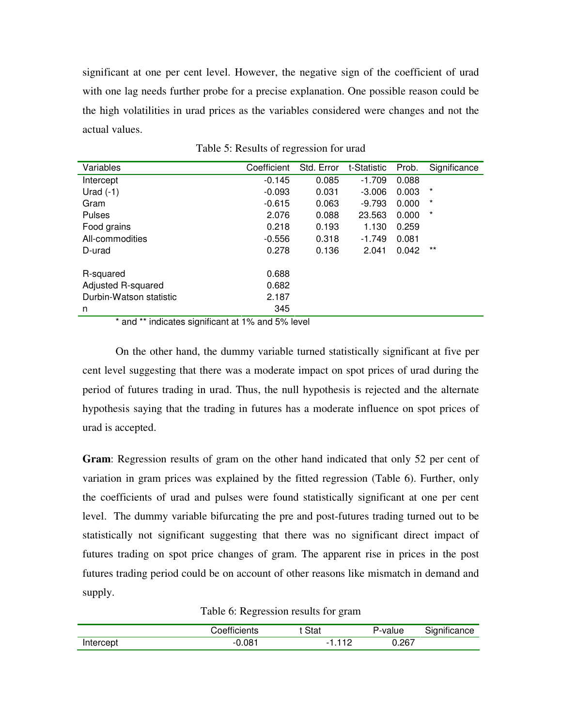significant at one per cent level. However, the negative sign of the coefficient of urad with one lag needs further probe for a precise explanation. One possible reason could be the high volatilities in urad prices as the variables considered were changes and not the actual values.

Table 5: Results of regression for urad

| Variables | Coefficient | Std. Error | t-Statistic | Prob. | Significance |
|---|---|---|---|---|---|
| Intercept | -0.145 | 0.085 | -1.709 | 0.088 | |
| Urad (-1) | -0.093 | 0.031 | -3.006 | 0.003 | * |
| Gram | -0.615 | 0.063 | -9.793 | 0.000 | * |
| Pulses | 2.076 | 0.088 | 23.563 | 0.000 | * |
| Food grains | 0.218 | 0.193 | 1.130 | 0.259 | |
| All-commodities | -0.556 | 0.318 | -1.749 | 0.081 | |
| D-urad | 0.278 | 0.136 | 2.041 | 0.042 | ** |
| | | | | | |
| R-squared | 0.688 | | | | |
| Adjusted R-squared | 0.682 | | | | |
| Durbin-Watson statistic | 2.187 | | | | |
| n | 345 | | | | |

* and ** indicates significant at 1% and 5% level

On the other hand, the dummy variable turned statistically significant at five per cent level suggesting that there was a moderate impact on spot prices of urad during the period of futures trading in urad. Thus, the null hypothesis is rejected and the alternate hypothesis saying that the trading in futures has a moderate influence on spot prices of urad is accepted.

**Gram**: Regression results of gram on the other hand indicated that only 52 per cent of variation in gram prices was explained by the fitted regression (Table 6). Further, only the coefficients of urad and pulses were found statistically significant at one per cent level. The dummy variable bifurcating the pre and post-futures trading turned out to be statistically not significant suggesting that there was no significant direct impact of futures trading on spot price changes of gram. The apparent rise in prices in the post futures trading period could be on account of other reasons like mismatch in demand and supply.

Table 6: Regression results for gram

| | Coefficients | t Stat | P-value | Significance |
|---|---|---|---|---|
| Intercept | -0.081 | -1.112 | 0.267 | |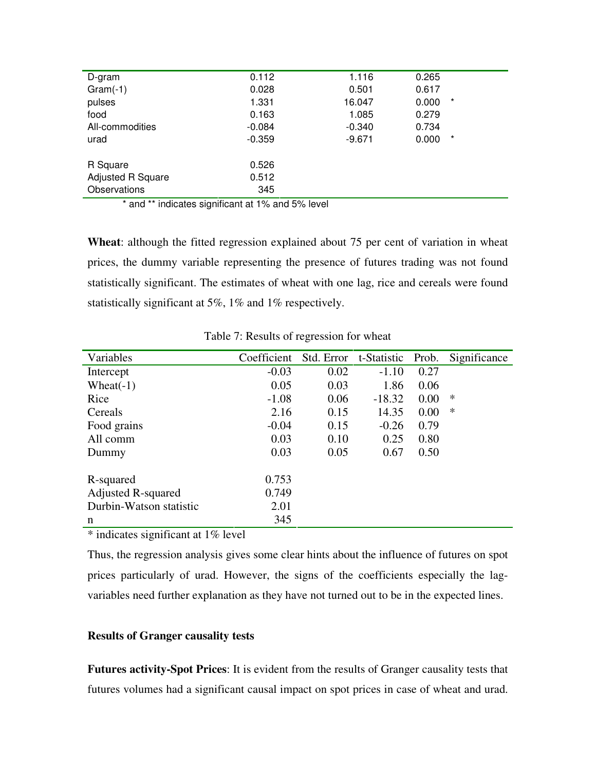| | | | | |
|---|---|---|---|---|
| D-gram | 0.112 | 1.116 | 0.265 | |
| Gram(-1) | 0.028 | 0.501 | 0.617 | |
| pulses | 1.331 | 16.047 | 0.000 | * |
| food | 0.163 | 1.085 | 0.279 | |
| All-commodities | -0.084 | -0.340 | 0.734 | |
| urad | -0.359 | -9.671 | 0.000 | * |
| | | | | |
| R Square | 0.526 | | | |
| Adjusted R Square | 0.512 | | | |
| Observations | 345 | | | |

\* and ** indicates significant at 1% and 5% level

**Wheat**: although the fitted regression explained about 75 per cent of variation in wheat prices, the dummy variable representing the presence of futures trading was not found statistically significant. The estimates of wheat with one lag, rice and cereals were found statistically significant at 5%, 1% and 1% respectively.

Table 7: Results of regression for wheat

| Variables | Coefficient | Std. Error | t-Statistic | Prob. | Significance |
|---|---|---|---|---|---|
| Intercept | -0.03 | 0.02 | -1.10 | 0.27 | |
| Wheat(-1) | 0.05 | 0.03 | 1.86 | 0.06 | |
| Rice | -1.08 | 0.06 | -18.32 | 0.00 | * |
| Cereals | 2.16 | 0.15 | 14.35 | 0.00 | * |
| Food grains | -0.04 | 0.15 | -0.26 | 0.79 | |
| All comm | 0.03 | 0.10 | 0.25 | 0.80 | |
| Dummy | 0.03 | 0.05 | 0.67 | 0.50 | |
| | | | | | |
| R-squared | 0.753 | | | | |
| Adjusted R-squared | 0.749 | | | | |
| Durbin-Watson statistic | 2.01 | | | | |
| n | 345 | | | | |

\* indicates significant at 1% level

Thus, the regression analysis gives some clear hints about the influence of futures on spot prices particularly of urad. However, the signs of the coefficients especially the lag-variables need further explanation as they have not turned out to be in the expected lines.

**Results of Granger causality tests**

**Futures activity-Spot Prices**: It is evident from the results of Granger causality tests that futures volumes had a significant causal impact on spot prices in case of wheat and urad.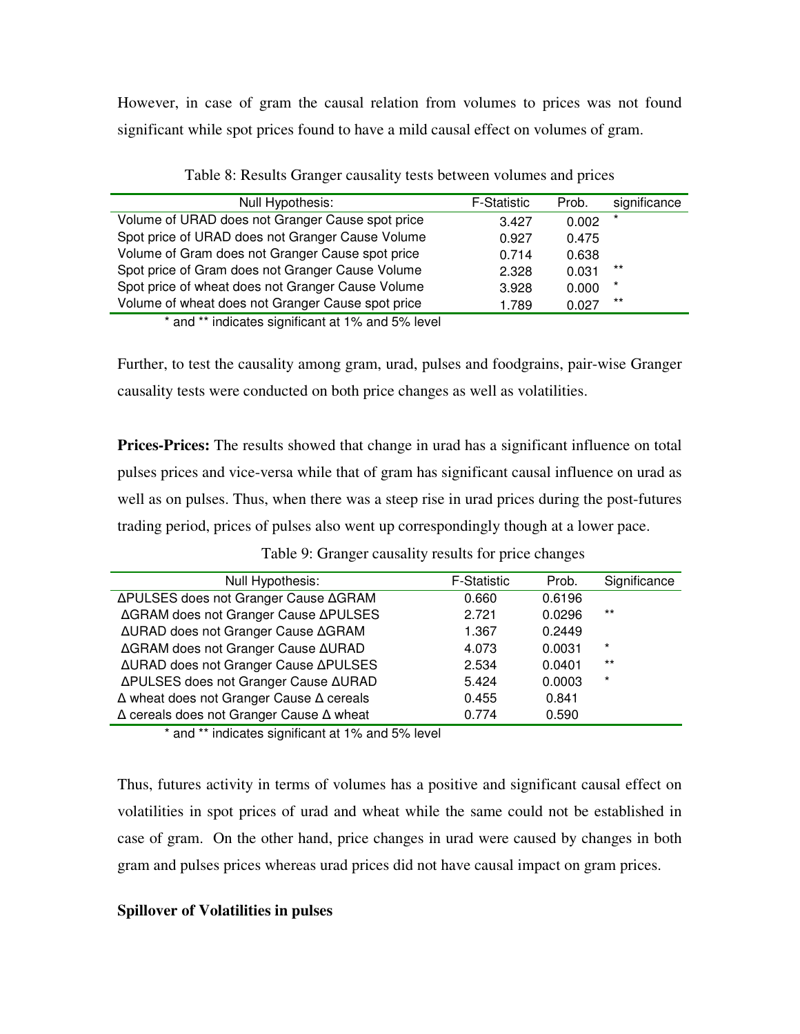However, in case of gram the causal relation from volumes to prices was not found significant while spot prices found to have a mild causal effect on volumes of gram.

Table 8: Results Granger causality tests between volumes and prices

| Null Hypothesis: | F-Statistic | Prob. | significance |
|---|---|---|---|
| Volume of URAD does not Granger Cause spot price | 3.427 | 0.002 | * |
| Spot price of URAD does not Granger Cause Volume | 0.927 | 0.475 | |
| Volume of Gram does not Granger Cause spot price | 0.714 | 0.638 | |
| Spot price of Gram does not Granger Cause Volume | 2.328 | 0.031 | ** |
| Spot price of wheat does not Granger Cause Volume | 3.928 | 0.000 | * |
| Volume of wheat does not Granger Cause spot price | 1.789 | 0.027 | ** |

* and ** indicates significant at 1% and 5% level

Further, to test the causality among gram, urad, pulses and foodgrains, pair-wise Granger causality tests were conducted on both price changes as well as volatilities.

**Prices-Prices:** The results showed that change in urad has a significant influence on total pulses prices and vice-versa while that of gram has significant causal influence on urad as well as on pulses. Thus, when there was a steep rise in urad prices during the post-futures trading period, prices of pulses also went up correspondingly though at a lower pace.

Table 9: Granger causality results for price changes

| Null Hypothesis: | F-Statistic | Prob. | Significance |
|---|---|---|---|
| ΔPULSES does not Granger Cause ΔGRAM | 0.660 | 0.6196 | |
| ΔGRAM does not Granger Cause ΔPULSES | 2.721 | 0.0296 | ** |
| ΔURAD does not Granger Cause ΔGRAM | 1.367 | 0.2449 | |
| ΔGRAM does not Granger Cause ΔURAD | 4.073 | 0.0031 | * |
| ΔURAD does not Granger Cause ΔPULSES | 2.534 | 0.0401 | ** |
| ΔPULSES does not Granger Cause ΔURAD | 5.424 | 0.0003 | * |
| Δ wheat does not Granger Cause Δ cereals | 0.455 | 0.841 | |
| Δ cereals does not Granger Cause Δ wheat | 0.774 | 0.590 | |

* and ** indicates significant at 1% and 5% level

Thus, futures activity in terms of volumes has a positive and significant causal effect on volatilities in spot prices of urad and wheat while the same could not be established in case of gram. On the other hand, price changes in urad were caused by changes in both gram and pulses prices whereas urad prices did not have causal impact on gram prices.

**Spillover of Volatilities in pulses**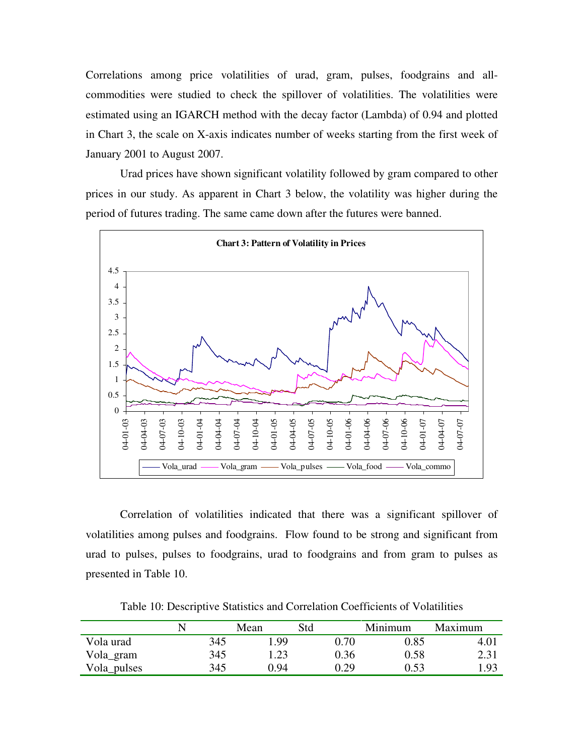Correlations among price volatilities of urad, gram, pulses, foodgrains and all-commodities were studied to check the spillover of volatilities. The volatilities were estimated using an IGARCH method with the decay factor (Lambda) of 0.94 and plotted in Chart 3, the scale on X-axis indicates number of weeks starting from the first week of January 2001 to August 2007.

Urad prices have shown significant volatility followed by gram compared to other prices in our study. As apparent in Chart 3 below, the volatility was higher during the period of futures trading. The same came down after the futures were banned.

**Chart 3: Pattern of Volatility in Prices**

Correlation of volatilities indicated that there was a significant spillover of volatilities among pulses and foodgrains. Flow found to be strong and significant from urad to pulses, pulses to foodgrains, urad to foodgrains and from gram to pulses as presented in Table 10.

Table 10: Descriptive Statistics and Correlation Coefficients of Volatilities

| | N | Mean | Std | Minimum | Maximum |
|---|---|---|---|---|---|
| Vola urad | 345 | 1.99 | 0.70 | 0.85 | 4.01 |
| Vola_gram | 345 | 1.23 | 0.36 | 0.58 | 2.31 |
| Vola_pulses | 345 | 0.94 | 0.29 | 0.53 | 1.93 |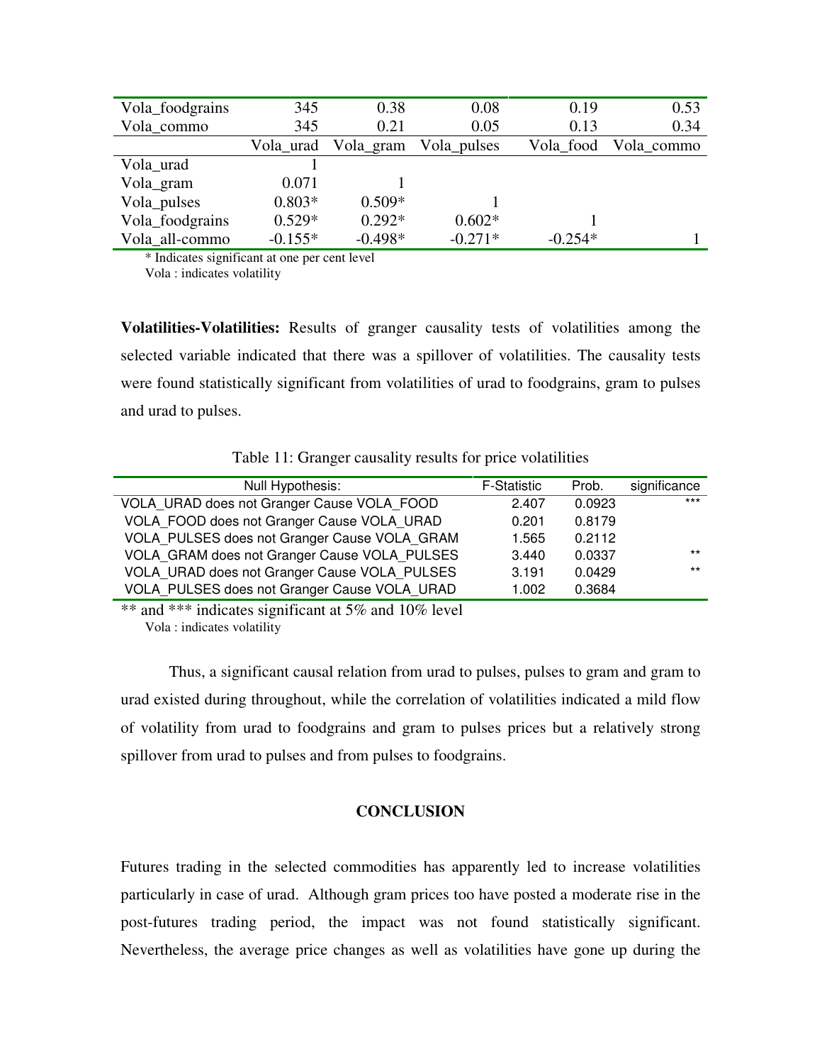| | | | | | |
|---|---|---|---|---|---|
| Vola_foodgrains | 345 | 0.38 | 0.08 | 0.19 | 0.53 |
| Vola_commo | 345 | 0.21 | 0.05 | 0.13 | 0.34 |
| | Vola_urad | Vola_gram | Vola_pulses | Vola_food | Vola_commo |
| Vola_urad | 1 | | | | |
| Vola_gram | 0.071 | 1 | | | |
| Vola_pulses | 0.803* | 0.509* | 1 | | |
| Vola_foodgrains | 0.529* | 0.292* | 0.602* | 1 | |
| Vola_all-commo | -0.155* | -0.498* | -0.271* | -0.254* | 1 |

\* Indicates significant at one per cent level

Vola : indicates volatility

**Volatilities-Volatilities:** Results of granger causality tests of volatilities among the selected variable indicated that there was a spillover of volatilities. The causality tests were found statistically significant from volatilities of urad to foodgrains, gram to pulses and urad to pulses.

Table 11: Granger causality results for price volatilities

| Null Hypothesis: | F-Statistic | Prob. | significance |
|---|---|---|---|
| VOLA_URAD does not Granger Cause VOLA_FOOD | 2.407 | 0.0923 | *** |
| VOLA_FOOD does not Granger Cause VOLA_URAD | 0.201 | 0.8179 | |
| VOLA_PULSES does not Granger Cause VOLA_GRAM | 1.565 | 0.2112 | |
| VOLA_GRAM does not Granger Cause VOLA_PULSES | 3.440 | 0.0337 | ** |
| VOLA_URAD does not Granger Cause VOLA_PULSES | 3.191 | 0.0429 | ** |
| VOLA_PULSES does not Granger Cause VOLA_URAD | 1.002 | 0.3684 | |

** and *** indicates significant at 5% and 10% level

Vola : indicates volatility

Thus, a significant causal relation from urad to pulses, pulses to gram and gram to urad existed during throughout, while the correlation of volatilities indicated a mild flow of volatility from urad to foodgrains and gram to pulses prices but a relatively strong spillover from urad to pulses and from pulses to foodgrains.

## CONCLUSION

Futures trading in the selected commodities has apparently led to increase volatilities particularly in case of urad. Although gram prices too have posted a moderate rise in the post-futures trading period, the impact was not found statistically significant. Nevertheless, the average price changes as well as volatilities have gone up during the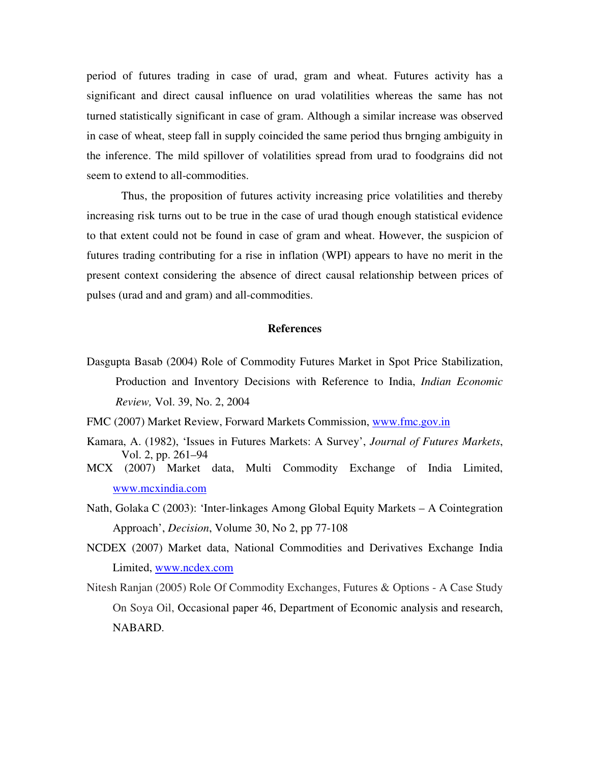period of futures trading in case of urad, gram and wheat. Futures activity has a significant and direct causal influence on urad volatilities whereas the same has not turned statistically significant in case of gram. Although a similar increase was observed in case of wheat, steep fall in supply coincided the same period thus brnging ambiguity in the inference. The mild spillover of volatilities spread from urad to foodgrains did not seem to extend to all-commodities.

Thus, the proposition of futures activity increasing price volatilities and thereby increasing risk turns out to be true in the case of urad though enough statistical evidence to that extent could not be found in case of gram and wheat. However, the suspicion of futures trading contributing for a rise in inflation (WPI) appears to have no merit in the present context considering the absence of direct causal relationship between prices of pulses (urad and and gram) and all-commodities.

## References

Dasgupta Basab (2004) Role of Commodity Futures Market in Spot Price Stabilization, Production and Inventory Decisions with Reference to India, *Indian Economic Review,* Vol. 39, No. 2, 2004

FMC (2007) Market Review, Forward Markets Commission, www.fmc.gov.in

Kamara, A. (1982), 'Issues in Futures Markets: A Survey', *Journal of Futures Markets*, Vol. 2, pp. 261–94

MCX (2007) Market data, Multi Commodity Exchange of India Limited, www.mcxindia.com

Nath, Golaka C (2003): 'Inter-linkages Among Global Equity Markets – A Cointegration Approach', *Decision*, Volume 30, No 2, pp 77-108

NCDEX (2007) Market data, National Commodities and Derivatives Exchange India Limited, www.ncdex.com

Nitesh Ranjan (2005) Role Of Commodity Exchanges, Futures & Options - A Case Study On Soya Oil, Occasional paper 46, Department of Economic analysis and research, NABARD.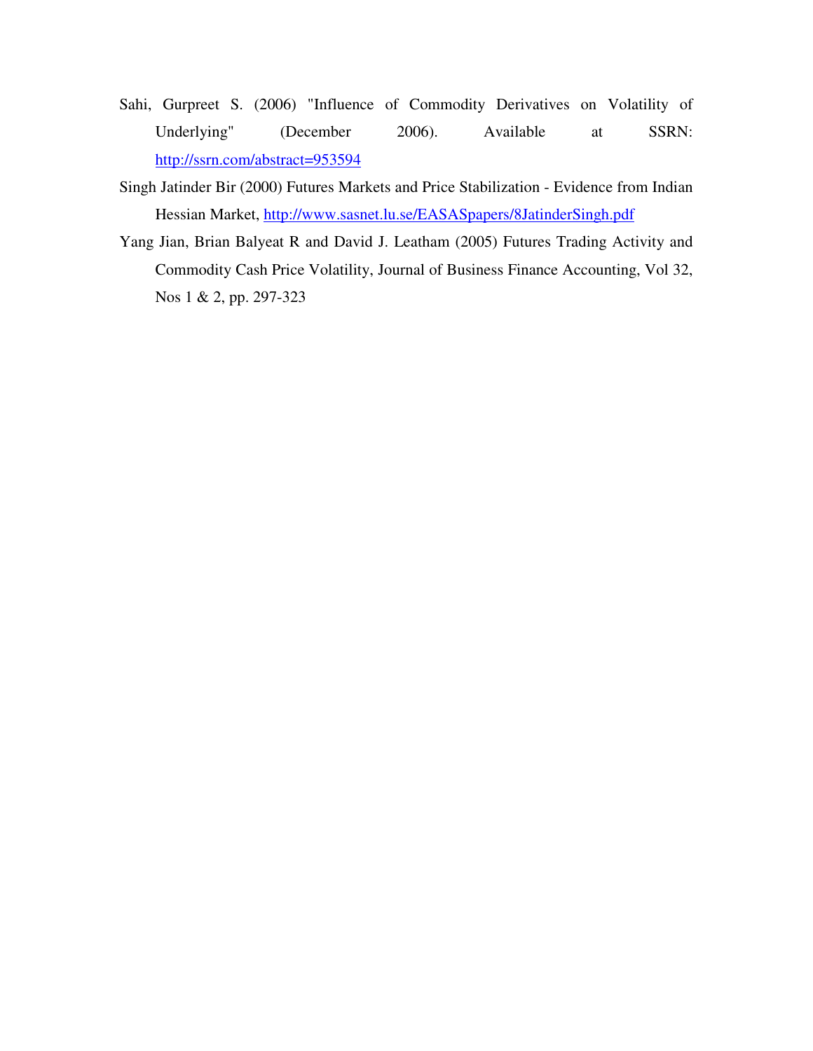Sahi, Gurpreet S. (2006) "Influence of Commodity Derivatives on Volatility of Underlying" (December 2006). Available at SSRN: http://ssrn.com/abstract=953594

Singh Jatinder Bir (2000) Futures Markets and Price Stabilization - Evidence from Indian Hessian Market, http://www.sasnet.lu.se/EASASpapers/8JatinderSingh.pdf

Yang Jian, Brian Balyeat R and David J. Leatham (2005) Futures Trading Activity and Commodity Cash Price Volatility, Journal of Business Finance Accounting, Vol 32, Nos 1 & 2, pp. 297-323